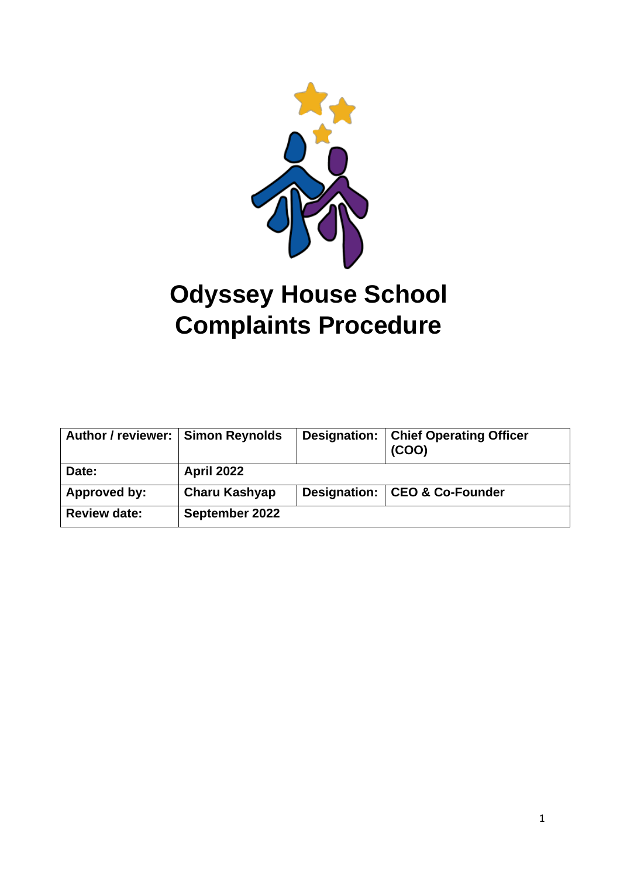# Odyssey House School
# Complaints Procedure

| Author / reviewer: | Simon Reynolds | Designation: | Chief Operating Officer (COO) |
|---|---|---|---|
| Date: | April 2022 | | |
| Approved by: | Charu Kashyap | Designation: | CEO & Co-Founder |
| Review date: | September 2022 | | |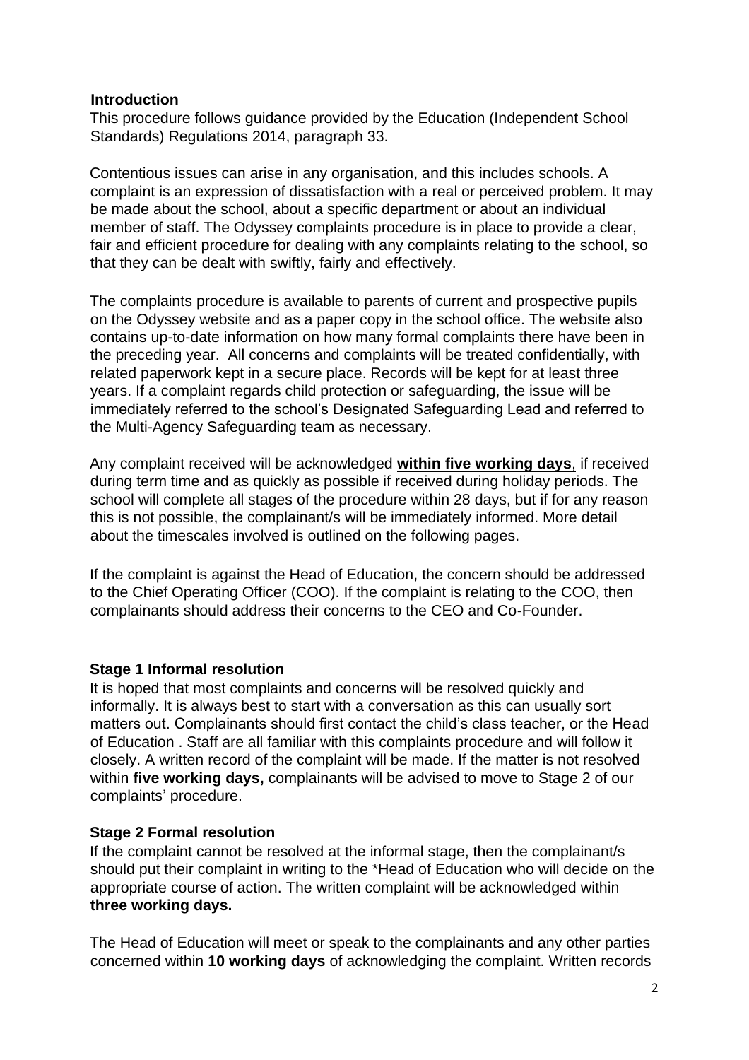## Introduction

This procedure follows guidance provided by the Education (Independent School Standards) Regulations 2014, paragraph 33.

Contentious issues can arise in any organisation, and this includes schools. A complaint is an expression of dissatisfaction with a real or perceived problem. It may be made about the school, about a specific department or about an individual member of staff. The Odyssey complaints procedure is in place to provide a clear, fair and efficient procedure for dealing with any complaints relating to the school, so that they can be dealt with swiftly, fairly and effectively.

The complaints procedure is available to parents of current and prospective pupils on the Odyssey website and as a paper copy in the school office. The website also contains up-to-date information on how many formal complaints there have been in the preceding year. All concerns and complaints will be treated confidentially, with related paperwork kept in a secure place. Records will be kept for at least three years. If a complaint regards child protection or safeguarding, the issue will be immediately referred to the school's Designated Safeguarding Lead and referred to the Multi-Agency Safeguarding team as necessary.

Any complaint received will be acknowledged <u>**within five working days**</u>, if received during term time and as quickly as possible if received during holiday periods. The school will complete all stages of the procedure within 28 days, but if for any reason this is not possible, the complainant/s will be immediately informed. More detail about the timescales involved is outlined on the following pages.

If the complaint is against the Head of Education, the concern should be addressed to the Chief Operating Officer (COO). If the complaint is relating to the COO, then complainants should address their concerns to the CEO and Co-Founder.

## Stage 1 Informal resolution

It is hoped that most complaints and concerns will be resolved quickly and informally. It is always best to start with a conversation as this can usually sort matters out. Complainants should first contact the child's class teacher, or the Head of Education . Staff are all familiar with this complaints procedure and will follow it closely. A written record of the complaint will be made. If the matter is not resolved within **five working days,** complainants will be advised to move to Stage 2 of our complaints' procedure.

## Stage 2 Formal resolution

If the complaint cannot be resolved at the informal stage, then the complainant/s should put their complaint in writing to the *Head of Education who will decide on the appropriate course of action. The written complaint will be acknowledged within **three working days.**

The Head of Education will meet or speak to the complainants and any other parties concerned within **10 working days** of acknowledging the complaint. Written records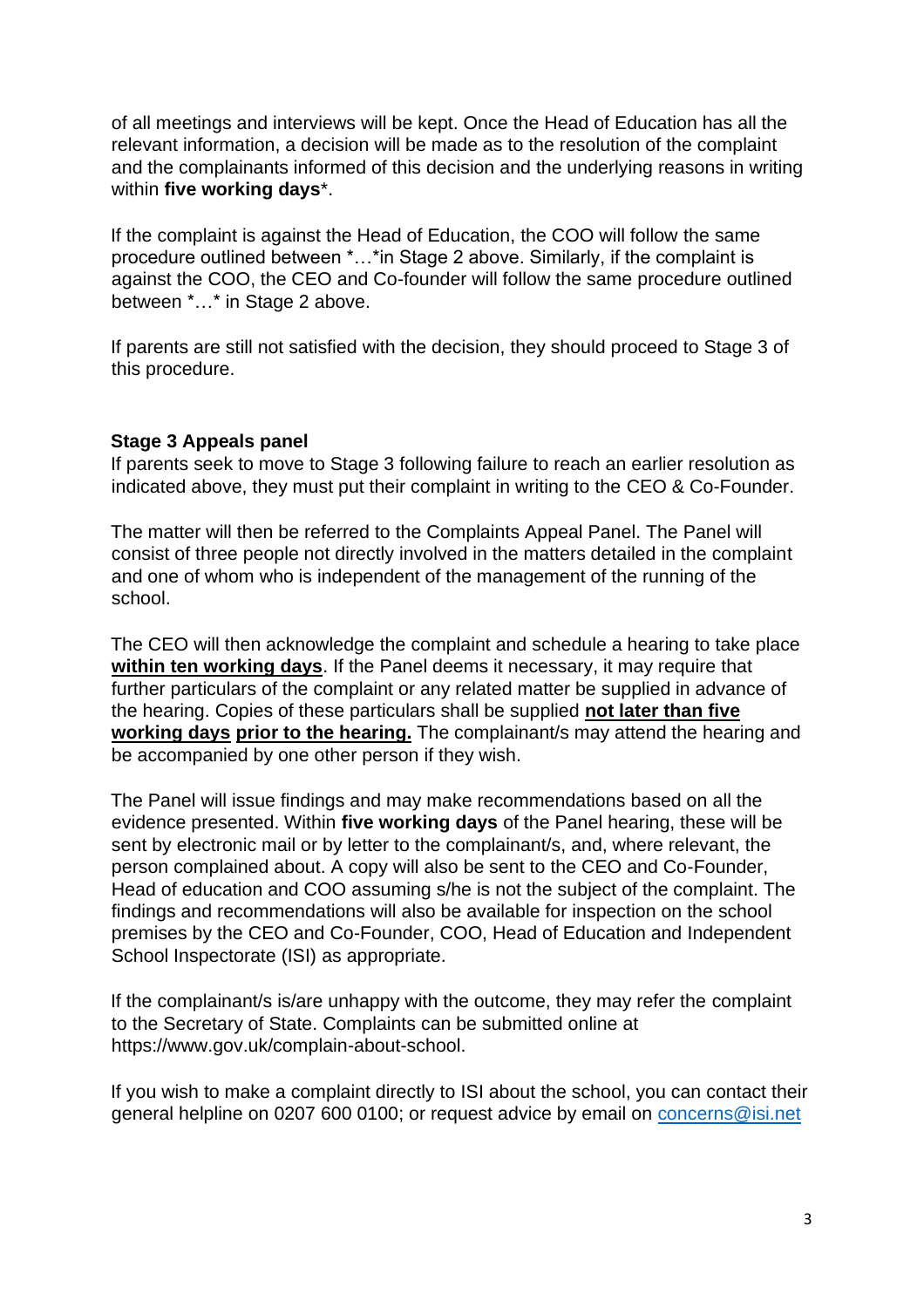of all meetings and interviews will be kept. Once the Head of Education has all the relevant information, a decision will be made as to the resolution of the complaint and the complainants informed of this decision and the underlying reasons in writing within **five working days***.

If the complaint is against the Head of Education, the COO will follow the same procedure outlined between *…*in Stage 2 above. Similarly, if the complaint is against the COO, the CEO and Co-founder will follow the same procedure outlined between *…* in Stage 2 above.

If parents are still not satisfied with the decision, they should proceed to Stage 3 of this procedure.

**Stage 3 Appeals panel**

If parents seek to move to Stage 3 following failure to reach an earlier resolution as indicated above, they must put their complaint in writing to the CEO & Co-Founder.

The matter will then be referred to the Complaints Appeal Panel. The Panel will consist of three people not directly involved in the matters detailed in the complaint and one of whom who is independent of the management of the running of the school.

The CEO will then acknowledge the complaint and schedule a hearing to take place **within ten working days**. If the Panel deems it necessary, it may require that further particulars of the complaint or any related matter be supplied in advance of the hearing. Copies of these particulars shall be supplied **not later than five working days prior to the hearing.** The complainant/s may attend the hearing and be accompanied by one other person if they wish.

The Panel will issue findings and may make recommendations based on all the evidence presented. Within **five working days** of the Panel hearing, these will be sent by electronic mail or by letter to the complainant/s, and, where relevant, the person complained about. A copy will also be sent to the CEO and Co-Founder, Head of education and COO assuming s/he is not the subject of the complaint. The findings and recommendations will also be available for inspection on the school premises by the CEO and Co-Founder, COO, Head of Education and Independent School Inspectorate (ISI) as appropriate.

If the complainant/s is/are unhappy with the outcome, they may refer the complaint to the Secretary of State. Complaints can be submitted online at https://www.gov.uk/complain-about-school.

If you wish to make a complaint directly to ISI about the school, you can contact their general helpline on 0207 600 0100; or request advice by email on concerns@isi.net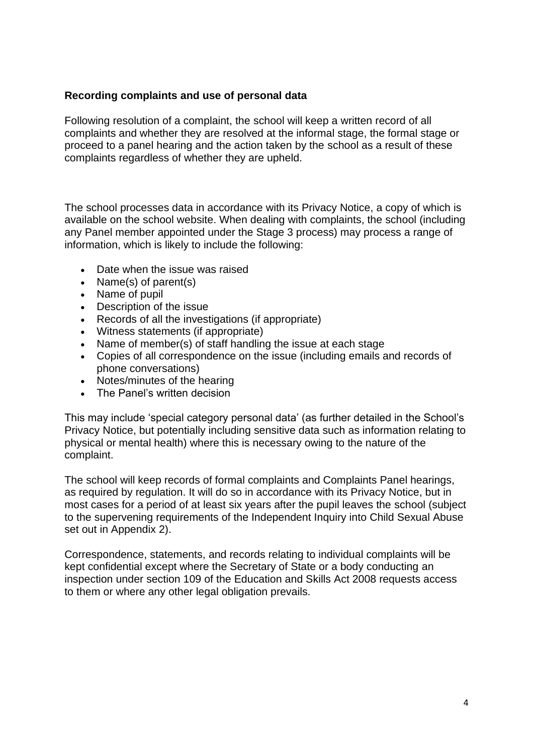**Recording complaints and use of personal data**

Following resolution of a complaint, the school will keep a written record of all complaints and whether they are resolved at the informal stage, the formal stage or proceed to a panel hearing and the action taken by the school as a result of these complaints regardless of whether they are upheld.

The school processes data in accordance with its Privacy Notice, a copy of which is available on the school website. When dealing with complaints, the school (including any Panel member appointed under the Stage 3 process) may process a range of information, which is likely to include the following:

- Date when the issue was raised
- Name(s) of parent(s)
- Name of pupil
- Description of the issue
- Records of all the investigations (if appropriate)
- Witness statements (if appropriate)
- Name of member(s) of staff handling the issue at each stage
- Copies of all correspondence on the issue (including emails and records of phone conversations)
- Notes/minutes of the hearing
- The Panel's written decision

This may include 'special category personal data' (as further detailed in the School's Privacy Notice, but potentially including sensitive data such as information relating to physical or mental health) where this is necessary owing to the nature of the complaint.

The school will keep records of formal complaints and Complaints Panel hearings, as required by regulation. It will do so in accordance with its Privacy Notice, but in most cases for a period of at least six years after the pupil leaves the school (subject to the supervening requirements of the Independent Inquiry into Child Sexual Abuse set out in Appendix 2).

Correspondence, statements, and records relating to individual complaints will be kept confidential except where the Secretary of State or a body conducting an inspection under section 109 of the Education and Skills Act 2008 requests access to them or where any other legal obligation prevails.